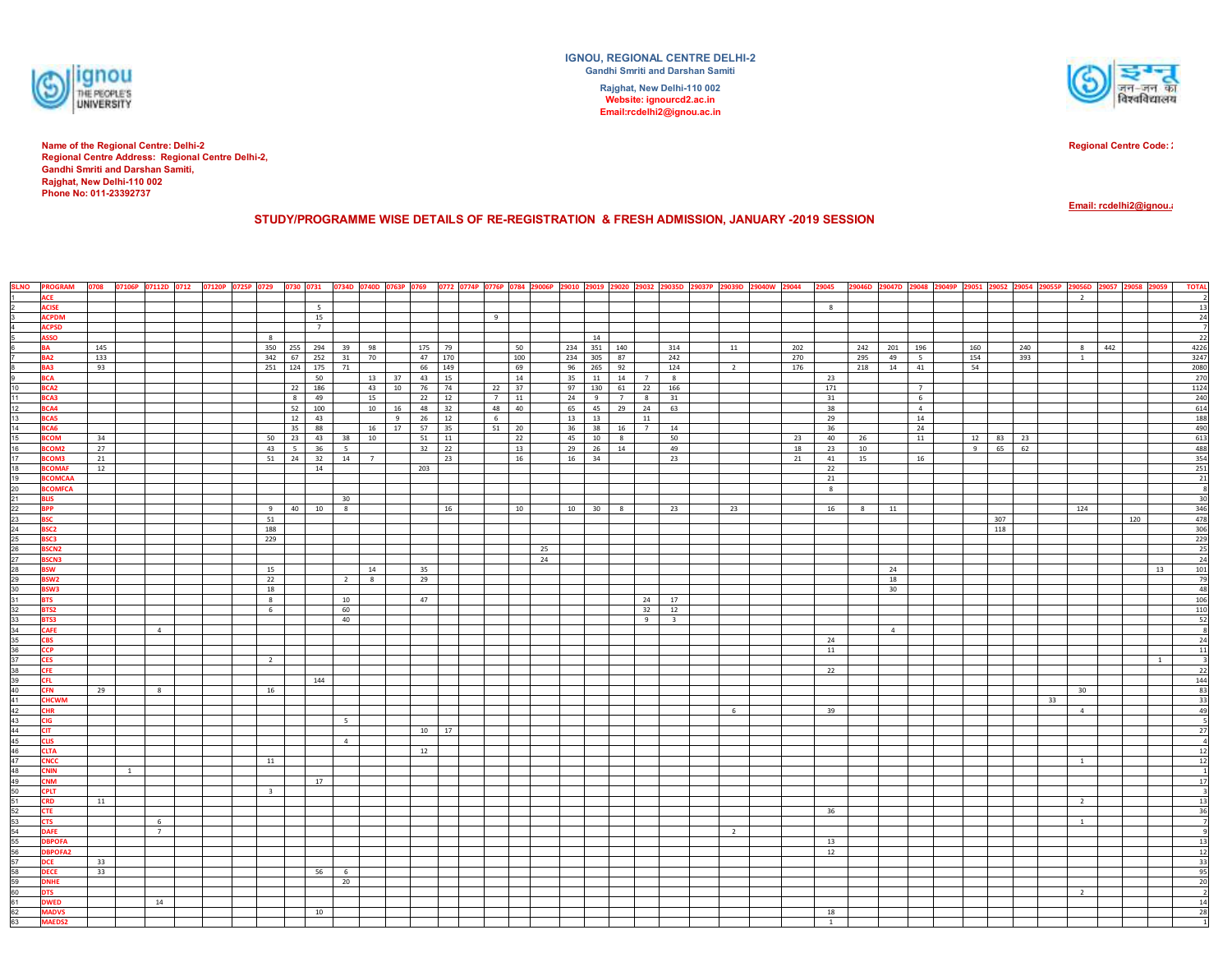**IGNOU, REGIONAL CENTRE DELHI-2**
**Gandhi Smriti and Darshan Samiti**
**Rajghat, New Delhi-110 002**
**Website: ignourcd2.ac.in**
**Email:rcdelhi2@ignou.ac.in**

**Name of the Regional Centre: Delhi-2**
**Regional Centre Address: Regional Centre Delhi-2,**
**Gandhi Smriti and Darshan Samiti,**
**Rajghat, New Delhi-110 002**
**Phone No: 011-23392737**

**Regional Centre Code:**

**Email: rcdelhi2@ignou.a**

## STUDY/PROGRAMME WISE DETAILS OF RE-REGISTRATION & FRESH ADMISSION, JANUARY -2019 SESSION

| SLNO | PROGRAM | 0708 | 07106P | 07112D | 0712 | 07120P | 0725P | 0729 | 0730 | 0731 | 0734D | 0740D | 0763P | 0769 | 0772 | 0774P | 0776P | 0784 | 29006P | 29010 | 29019 | 29020 | 29032 | 29035D | 29037P | 29039D | 29040W | 29044 | 29045 | 29046D | 29047D | 29048 | 29049P | 29051 | 29052 | 29054 | 29055P | 29056D | 29057 | 29058 | 29059 | TOTAL |
|---|---|---|---|---|---|---|---|---|---|---|---|---|---|---|---|---|---|---|---|---|---|---|---|---|---|---|---|---|---|---|---|---|---|---|---|---|---|---|---|---|---|---|
| 1 | ACE | | | | | | | | | | | | | | | | | | | | | | | | | | | | | | | | | | | | | 2 | | | | 2 |
| 2 | ACISE | | | | | | | | | 5 | | | | | | | | | | | | | | | | | | | 8 | | | | | | | | | | | | | 13 |
| 3 | ACPDM | | | | | | | | | 15 | | | | | | | 9 | | | | | | | | | | | | | | | | | | | | | | | | | 24 |
| 4 | ACPSD | | | | | | | | | 7 | | | | | | | | | | | | | | | | | | | | | | | | | | | | | | | | 7 |
| 5 | ASSO | | | | | | | 8 | | | | | | | | | | | | | 14 | | | | | | | | | | | | | | | | | | | | | 22 |
| 6 | BA | 145 | | | | | | 350 | 255 | 294 | 39 | 98 | | 175 | 79 | | | 50 | | 234 | 351 | 140 | | 314 | | 11 | | 202 | | 242 | 201 | 196 | | 160 | | 240 | | 8 | 442 | | | 4226 |
| 7 | BA2 | 133 | | | | | | 342 | 67 | 252 | 31 | 70 | | 47 | 170 | | | 100 | | 234 | 305 | 87 | | 242 | | | | 270 | | 295 | 49 | 5 | | 154 | | 393 | | 1 | | | | 3247 |
| 8 | BA3 | 93 | | | | | | 251 | 124 | 175 | 71 | | | 66 | 149 | | | 69 | | 96 | 265 | 92 | | 124 | | 2 | | 176 | | 218 | 14 | 41 | | 54 | | | | | | | | 2080 |
| 9 | BCA | | | | | | | | | 50 | | 13 | 37 | 43 | 15 | | | 14 | | 35 | 11 | 14 | 7 | 8 | | | | | 23 | | | | | | | | | | | | | 270 |
| 10 | BCA2 | | | | | | | | 22 | 186 | | 43 | 10 | 76 | 74 | | 22 | 37 | | 97 | 130 | 61 | 22 | 166 | | | | | 171 | | | 7 | | | | | | | | | | 1124 |
| 11 | BCA3 | | | | | | | | 8 | 49 | | 15 | | 22 | 12 | | 7 | 11 | | 24 | 9 | 7 | 8 | 31 | | | | | 31 | | | 6 | | | | | | | | | | 240 |
| 12 | BCA4 | | | | | | | | 52 | 100 | | 10 | 16 | 48 | 32 | | 48 | 40 | | 65 | 45 | 29 | 24 | 63 | | | | | 38 | | | 4 | | | | | | | | | | 614 |
| 13 | BCA5 | | | | | | | | 12 | 43 | | | 9 | 26 | 12 | | 6 | | | 13 | 13 | | 11 | | | | | | 29 | | | 14 | | | | | | | | | | 188 |
| 14 | BCA6 | | | | | | | | 35 | 88 | | 16 | 17 | 57 | 35 | | 51 | 20 | | 36 | 38 | 16 | 7 | 14 | | | | | 36 | | | 24 | | | | | | | | | | 490 |
| 15 | BCOM | 34 | | | | | | 50 | 23 | 43 | 38 | 10 | | 51 | 11 | | | 22 | | 45 | 10 | 8 | | 50 | | | | 23 | 40 | 26 | | 11 | | 12 | 83 | 23 | | | | | | 613 |
| 16 | BCOM2 | 27 | | | | | | 43 | 5 | 36 | 5 | | | 32 | 22 | | | 13 | | 29 | 26 | 14 | | 49 | | | | 18 | 23 | 10 | | | | 9 | 65 | 62 | | | | | | 488 |
| 17 | BCOM3 | 21 | | | | | | 51 | 24 | 32 | 14 | 7 | | | 23 | | | 16 | | 16 | 34 | | | 23 | | | | 21 | 41 | 15 | | 16 | | | | | | | | | | 354 |
| 18 | BCOMAF | 12 | | | | | | | | 14 | | | | 203 | | | | | | | | | | | | | | | 22 | | | | | | | | | | | | | 251 |
| 19 | BCOMCAA | | | | | | | | | | | | | | | | | | | | | | | | | | | | 21 | | | | | | | | | | | | | 21 |
| 20 | BCOMFCA | | | | | | | | | | | | | | | | | | | | | | | | | | | | 8 | | | | | | | | | | | | | 8 |
| 21 | BLIS | | | | | | | | | | 30 | | | | | | | | | | | | | | | | | | | | | | | | | | | | | | | 30 |
| 22 | BPP | | | | | | | 9 | 40 | 10 | 8 | | | | 16 | | | 10 | | 10 | 30 | 8 | | 23 | | 23 | | | 16 | 8 | 11 | | | | | | | 124 | | | | 346 |
| 23 | BSC | | | | | | | 51 | | | | | | | | | | | | | | | | | | | | | | | | | | | 307 | | | | | 120 | | 478 |
| 24 | BSC2 | | | | | | | 188 | | | | | | | | | | | | | | | | | | | | | | | | | | | 118 | | | | | | | 306 |
| 25 | BSC3 | | | | | | | 229 | | | | | | | | | | | | | | | | | | | | | | | | | | | | | | | | | | 229 |
| 26 | BSCN2 | | | | | | | | | | | | | | | | | | 25 | | | | | | | | | | | | | | | | | | | | | | | 25 |
| 27 | BSCN3 | | | | | | | | | | | | | | | | | | 24 | | | | | | | | | | | | | | | | | | | | | | | 24 |
| 28 | BSW | | | | | | | 15 | | | | 14 | | 35 | | | | | | | | | | | | | | | | | 24 | | | | | | | | | | 13 | 101 |
| 29 | BSW2 | | | | | | | 22 | | | 2 | 8 | | 29 | | | | | | | | | | | | | | | | | 18 | | | | | | | | | | | 79 |
| 30 | BSW3 | | | | | | | 18 | | | | | | | | | | | | | | | | | | | | | | | 30 | | | | | | | | | | | 48 |
| 31 | BTS | | | | | | | 8 | | | 10 | | | 47 | | | | | | | | | 24 | 17 | | | | | | | | | | | | | | | | | | 106 |
| 32 | BTS2 | | | | | | | 6 | | | 60 | | | | | | | | | | | | 32 | 12 | | | | | | | | | | | | | | | | | | 110 |
| 33 | BTS3 | | | | | | | | | | 40 | | | | | | | | | | | | 9 | 3 | | | | | | | | | | | | | | | | | | 52 |
| 34 | CAFE | | | 4 | | | | | | | | | | | | | | | | | | | | | | | | | | | 4 | | | | | | | | | | | 8 |
| 35 | CBS | | | | | | | | | | | | | | | | | | | | | | | | | | | | 24 | | | | | | | | | | | | | 24 |
| 36 | CCP | | | | | | | | | | | | | | | | | | | | | | | | | | | | 11 | | | | | | | | | | | | | 11 |
| 37 | CES | | | | | | | 2 | | | | | | | | | | | | | | | | | | | | | | | | | | | | | | | | | 1 | 3 |
| 38 | CFE | | | | | | | | | | | | | | | | | | | | | | | | | | | | 22 | | | | | | | | | | | | | 22 |
| 39 | CFL | | | | | | | | | 144 | | | | | | | | | | | | | | | | | | | | | | | | | | | | | | | | 144 |
| 40 | CFN | 29 | | 8 | | | | 16 | | | | | | | | | | | | | | | | | | | | | | | | | | | | | | 30 | | | | 83 |
| 41 | CHCWM | | | | | | | | | | | | | | | | | | | | | | | | | | | | | | | | | | | | 33 | | | | | 33 |
| 42 | CHR | | | | | | | | | | | | | | | | | | | | | | | | | 6 | | | 39 | | | | | | | | | 4 | | | | 49 |
| 43 | CIG | | | | | | | | | | 5 | | | | | | | | | | | | | | | | | | | | | | | | | | | | | | | 5 |
| 44 | CIT | | | | | | | | | | | | | 10 | 17 | | | | | | | | | | | | | | | | | | | | | | | | | | | 27 |
| 45 | CLIS | | | | | | | | | | 4 | | | | | | | | | | | | | | | | | | | | | | | | | | | | | | | 4 |
| 46 | CLTA | | | | | | | | | | | | | 12 | | | | | | | | | | | | | | | | | | | | | | | | | | | | 12 |
| 47 | CNCC | | | | | | | 11 | | | | | | | | | | | | | | | | | | | | | | | | | | | | | | 1 | | | | 12 |
| 48 | CNIN | | 1 | | | | | | | | | | | | | | | | | | | | | | | | | | | | | | | | | | | | | | | 1 |
| 49 | CNM | | | | | | | | | 17 | | | | | | | | | | | | | | | | | | | | | | | | | | | | | | | | 17 |
| 50 | CPLT | | | | | | | 3 | | | | | | | | | | | | | | | | | | | | | | | | | | | | | | | | | | 3 |
| 51 | CRD | 11 | | | | | | | | | | | | | | | | | | | | | | | | | | | | | | | | | | | | 2 | | | | 13 |
| 52 | CTE | | | | | | | | | | | | | | | | | | | | | | | | | | | | 36 | | | | | | | | | | | | | 36 |
| 53 | CTS | | | 6 | | | | | | | | | | | | | | | | | | | | | | | | | | | | | | | | | | 1 | | | | 7 |
| 54 | DAFE | | | 7 | | | | | | | | | | | | | | | | | | | | | | 2 | | | | | | | | | | | | | | | | 9 |
| 55 | DBPOFA | | | | | | | | | | | | | | | | | | | | | | | | | | | | 13 | | | | | | | | | | | | | 13 |
| 56 | DBPOFA2 | | | | | | | | | | | | | | | | | | | | | | | | | | | | 12 | | | | | | | | | | | | | 12 |
| 57 | DCE | 33 | | | | | | | | | | | | | | | | | | | | | | | | | | | | | | | | | | | | | | | | 33 |
| 58 | DECE | 33 | | | | | | | | 56 | 6 | | | | | | | | | | | | | | | | | | | | | | | | | | | | | | | 95 |
| 59 | DNHE | | | | | | | | | | 20 | | | | | | | | | | | | | | | | | | | | | | | | | | | | | | | 20 |
| 60 | DTS | | | | | | | | | | | | | | | | | | | | | | | | | | | | | | | | | | | | | 2 | | | | 2 |
| 61 | DWED | | | 14 | | | | | | | | | | | | | | | | | | | | | | | | | | | | | | | | | | | | | | 14 |
| 62 | MADVS | | | | | | | | | 10 | | | | | | | | | | | | | | | | | | | 18 | | | | | | | | | | | | | 28 |
| 63 | MAEDS2 | | | | | | | | | | | | | | | | | | | | | | | | | | | | 1 | | | | | | | | | | | | | 1 |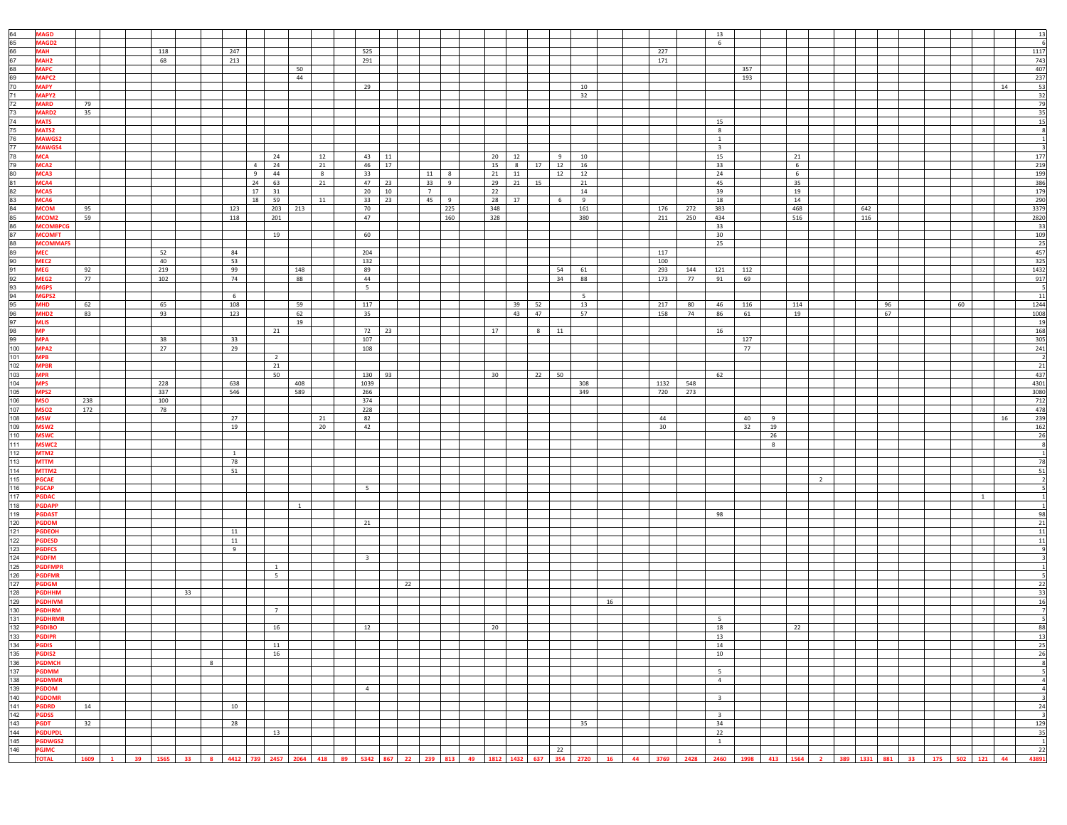| | | | | | | | | | | | | | | | | | | | | | | | | | | | | | | | | | | | | | | | | | | |
|---|---|---|---|---|---|---|---|---|---|---|---|---|---|---|---|---|---|---|---|---|---|---|---|---|---|---|---|---|---|---|---|---|---|---|---|---|---|---|---|---|---|---|
| 64 | MAGD | | | | | | | | | | | | | | | | | | | | | | | | | | | | 13 | | | | | | | | | | | | | 13 |
| 65 | MAGD2 | | | | | | | | | | | | | | | | | | | | | | | | | | | | 6 | | | | | | | | | | | | | 6 |
| 66 | MAH | | | | 118 | | | 247 | | | | | | 525 | | | | | | | | | | | | | 227 | | | | | | | | | | | | | | | 1117 |
| 67 | MAH2 | | | | 68 | | | 213 | | | | | | 291 | | | | | | | | | | | | | 171 | | | | | | | | | | | | | | | 743 |
| 68 | MAPC | | | | | | | | | | 50 | | | | | | | | | | | | | | | | | | | 357 | | | | | | | | | | | | 407 |
| 69 | MAPC2 | | | | | | | | | | 44 | | | | | | | | | | | | | | | | | | | 193 | | | | | | | | | | | | 237 |
| 70 | MAPY | | | | | | | | | | | | | 29 | | | | | | | | | | 10 | | | | | | | | | | | | | | | | | 14 | 53 |
| 71 | MAPY2 | | | | | | | | | | | | | | | | | | | | | | | 32 | | | | | | | | | | | | | | | | | | 32 |
| 72 | MARD | 79 | | | | | | | | | | | | | | | | | | | | | | | | | | | | | | | | | | | | | | | | 79 |
| 73 | MARD2 | 35 | | | | | | | | | | | | | | | | | | | | | | | | | | | | | | | | | | | | | | | | 35 |
| 74 | MATS | | | | | | | | | | | | | | | | | | | | | | | | | | | | 15 | | | | | | | | | | | | | 15 |
| 75 | MATS2 | | | | | | | | | | | | | | | | | | | | | | | | | | | | 8 | | | | | | | | | | | | | 8 |
| 76 | MAWGS2 | | | | | | | | | | | | | | | | | | | | | | | | | | | | 1 | | | | | | | | | | | | | 1 |
| 77 | MAWGS4 | | | | | | | | | | | | | | | | | | | | | | | | | | | | 3 | | | | | | | | | | | | | 3 |
| 78 | MCA | | | | | | | | | 24 | | 12 | | 43 | 11 | | | | | 20 | 12 | | 9 | 10 | | | | | 15 | | | 21 | | | | | | | | | | 177 |
| 79 | MCA2 | | | | | | | | 4 | 24 | | 21 | | 46 | 17 | | | | | 15 | 8 | 17 | 12 | 16 | | | | | 33 | | | 6 | | | | | | | | | | 219 |
| 80 | MCA3 | | | | | | | | 9 | 44 | | 8 | | 33 | | | 11 | 8 | | 21 | 11 | | 12 | 12 | | | | | 24 | | | 6 | | | | | | | | | | 199 |
| 81 | MCA4 | | | | | | | | 24 | 63 | | 21 | | 47 | 23 | | 33 | 9 | | 29 | 21 | 15 | | 21 | | | | | 45 | | | 35 | | | | | | | | | | 386 |
| 82 | MCA5 | | | | | | | | 17 | 31 | | | | 20 | 10 | | 7 | | | 22 | | | | 14 | | | | | 39 | | | 19 | | | | | | | | | | 179 |
| 83 | MCA6 | | | | | | | | 18 | 59 | | 11 | | 33 | 23 | | 45 | 9 | | 28 | 17 | | 6 | 9 | | | | | 18 | | | 14 | | | | | | | | | | 290 |
| 84 | MCOM | 95 | | | | | | 123 | | 203 | 213 | | | 70 | | | | 225 | | 348 | | | | 161 | | | 176 | 272 | 383 | | | 468 | | | 642 | | | | | | | 3379 |
| 85 | MCOM2 | 59 | | | | | | 118 | | 201 | | | | 47 | | | | 160 | | 328 | | | | 380 | | | 211 | 250 | 434 | | | 516 | | | 116 | | | | | | | 2820 |
| 86 | MCOMBPCG | | | | | | | | | | | | | | | | | | | | | | | | | | | | 33 | | | | | | | | | | | | | 33 |
| 87 | MCOMFT | | | | | | | | | 19 | | | | 60 | | | | | | | | | | | | | | | 30 | | | | | | | | | | | | | 109 |
| 88 | MCOMMAFS | | | | | | | | | | | | | | | | | | | | | | | | | | | | 25 | | | | | | | | | | | | | 25 |
| 89 | MEC | | | | 52 | | | 84 | | | | | | 204 | | | | | | | | | | | | | 117 | | | | | | | | | | | | | | | 457 |
| 90 | MEC2 | | | | 40 | | | 53 | | | | | | 132 | | | | | | | | | | | | | 100 | | | | | | | | | | | | | | | 325 |
| 91 | MEG | 92 | | | 219 | | | 99 | | | 148 | | | 89 | | | | | | | | | 54 | 61 | | | 293 | 144 | 121 | 112 | | | | | | | | | | | | 1432 |
| 92 | MEG2 | 77 | | | 102 | | | 74 | | | 88 | | | 44 | | | | | | | | | 34 | 88 | | | 173 | 77 | 91 | 69 | | | | | | | | | | | | 917 |
| 93 | MGPS | | | | | | | | | | | | | 5 | | | | | | | | | | | | | | | | | | | | | | | | | | | | 5 |
| 94 | MGPS2 | | | | | | | 6 | | | | | | | | | | | | | | | | 5 | | | | | | | | | | | | | | | | | | 11 |
| 95 | MHD | 62 | | | 65 | | | 108 | | | 59 | | | 117 | | | | | | | 39 | 52 | | 13 | | | 217 | 80 | 46 | 116 | | 114 | | | | 96 | | | 60 | | | 1244 |
| 96 | MHD2 | 83 | | | 93 | | | 123 | | | 62 | | | 35 | | | | | | | 43 | 47 | | 57 | | | 158 | 74 | 86 | 61 | | 19 | | | | 67 | | | | | | 1008 |
| 97 | MLIS | | | | | | | | | | 19 | | | | | | | | | | | | | | | | | | | | | | | | | | | | | | | 19 |
| 98 | MP | | | | | | | | | 21 | | | | 72 | 23 | | | | | 17 | | 8 | 11 | | | | | | 16 | | | | | | | | | | | | | 168 |
| 99 | MPA | | | | 38 | | | 33 | | | | | | 107 | | | | | | | | | | | | | | | | 127 | | | | | | | | | | | | 305 |
| 100 | MPA2 | | | | 27 | | | 29 | | | | | | 108 | | | | | | | | | | | | | | | | 77 | | | | | | | | | | | | 241 |
| 101 | MPB | | | | | | | | | 2 | | | | | | | | | | | | | | | | | | | | | | | | | | | | | | | | 2 |
| 102 | MPBR | | | | | | | | | 21 | | | | | | | | | | | | | | | | | | | | | | | | | | | | | | | | 21 |
| 103 | MPR | | | | | | | | | 50 | | | | 130 | 93 | | | | | 30 | | 22 | 50 | | | | | | 62 | | | | | | | | | | | | | 437 |
| 104 | MPS | | | | 228 | | | 638 | | | 408 | | | 1039 | | | | | | | | | | 308 | | | 1132 | 548 | | | | | | | | | | | | | | 4301 |
| 105 | MPS2 | | | | 337 | | | 546 | | | 589 | | | 266 | | | | | | | | | | 349 | | | 720 | 273 | | | | | | | | | | | | | | 3080 |
| 106 | MSO | 238 | | | 100 | | | | | | | | | 374 | | | | | | | | | | | | | | | | | | | | | | | | | | | | 712 |
| 107 | MSO2 | 172 | | | 78 | | | | | | | | | 228 | | | | | | | | | | | | | | | | | | | | | | | | | | | | 478 |
| 108 | MSW | | | | | | | 27 | | | | 21 | | 82 | | | | | | | | | | | | | 44 | | | 40 | 9 | | | | | | | | | | 16 | 239 |
| 109 | MSW2 | | | | | | | 19 | | | | 20 | | 42 | | | | | | | | | | | | | 30 | | | 32 | 19 | | | | | | | | | | | 162 |
| 110 | MSWC | | | | | | | | | | | | | | | | | | | | | | | | | | | | | | 26 | | | | | | | | | | | 26 |
| 111 | MSWC2 | | | | | | | | | | | | | | | | | | | | | | | | | | | | | | 8 | | | | | | | | | | | 8 |
| 112 | MTM2 | | | | | | | 1 | | | | | | | | | | | | | | | | | | | | | | | | | | | | | | | | | | 1 |
| 113 | MTTM | | | | | | | 78 | | | | | | | | | | | | | | | | | | | | | | | | | | | | | | | | | | 78 |
| 114 | MTTM2 | | | | | | | 51 | | | | | | | | | | | | | | | | | | | | | | | | | | | | | | | | | | 51 |
| 115 | PGCAE | | | | | | | | | | | | | | | | | | | | | | | | | | | | | | | | 2 | | | | | | | | | 2 |
| 116 | PGCAP | | | | | | | | | | | | | 5 | | | | | | | | | | | | | | | | | | | | | | | | | | | | 5 |
| 117 | PGDAC | | | | | | | | | | | | | | | | | | | | | | | | | | | | | | | | | | | | | | | 1 | | 1 |
| 118 | PGDAPP | | | | | | | | | | 1 | | | | | | | | | | | | | | | | | | | | | | | | | | | | | | | 1 |
| 119 | PGDAST | | | | | | | | | | | | | | | | | | | | | | | | | | | | 98 | | | | | | | | | | | | | 98 |
| 120 | PGDDM | | | | | | | | | | | | | 21 | | | | | | | | | | | | | | | | | | | | | | | | | | | | 21 |
| 121 | PGDEOH | | | | | | | 11 | | | | | | | | | | | | | | | | | | | | | | | | | | | | | | | | | | 11 |
| 122 | PGDESD | | | | | | | 11 | | | | | | | | | | | | | | | | | | | | | | | | | | | | | | | | | | 11 |
| 123 | PGDFCS | | | | | | | 9 | | | | | | | | | | | | | | | | | | | | | | | | | | | | | | | | | | 9 |
| 124 | PGDFM | | | | | | | | | | | | | 3 | | | | | | | | | | | | | | | | | | | | | | | | | | | | 3 |
| 125 | PGDFMPR | | | | | | | | | 1 | | | | | | | | | | | | | | | | | | | | | | | | | | | | | | | | 1 |
| 126 | PGDFMR | | | | | | | | | 5 | | | | | | | | | | | | | | | | | | | | | | | | | | | | | | | | 5 |
| 127 | PGDGM | | | | | | | | | | | | | | | 22 | | | | | | | | | | | | | | | | | | | | | | | | | | 22 |
| 128 | PGDHHM | | | | | 33 | | | | | | | | | | | | | | | | | | | | | | | | | | | | | | | | | | | | 33 |
| 129 | PGDHIVM | | | | | | | | | | | | | | | | | | | | | | | | 16 | | | | | | | | | | | | | | | | | 16 |
| 130 | PGDHRM | | | | | | | | | 7 | | | | | | | | | | | | | | | | | | | | | | | | | | | | | | | | 7 |
| 131 | PGDHRMR | | | | | | | | | | | | | | | | | | | | | | | | | | | | 5 | | | | | | | | | | | | | 5 |
| 132 | PGDIBO | | | | | | | | | 16 | | | | 12 | | | | | | 20 | | | | | | | | | 18 | | | 22 | | | | | | | | | | 88 |
| 133 | PGDIPR | | | | | | | | | | | | | | | | | | | | | | | | | | | | 13 | | | | | | | | | | | | | 13 |
| 134 | PGDIS | | | | | | | | | 11 | | | | | | | | | | | | | | | | | | | 14 | | | | | | | | | | | | | 25 |
| 135 | PGDIS2 | | | | | | | | | 16 | | | | | | | | | | | | | | | | | | | 10 | | | | | | | | | | | | | 26 |
| 136 | PGDMCH | | | | | | 8 | | | | | | | | | | | | | | | | | | | | | | | | | | | | | | | | | | | 8 |
| 137 | PGDMM | | | | | | | | | | | | | | | | | | | | | | | | | | | | 5 | | | | | | | | | | | | | 5 |
| 138 | PGDMMR | | | | | | | | | | | | | | | | | | | | | | | | | | | | 4 | | | | | | | | | | | | | 4 |
| 139 | PGDOM | | | | | | | | | | | | | 4 | | | | | | | | | | | | | | | | | | | | | | | | | | | | 4 |
| 140 | PGDOMR | | | | | | | | | | | | | | | | | | | | | | | | | | | | 3 | | | | | | | | | | | | | 3 |
| 141 | PGDRD | 14 | | | | | | 10 | | | | | | | | | | | | | | | | | | | | | | | | | | | | | | | | | | 24 |
| 142 | PGDSS | | | | | | | | | | | | | | | | | | | | | | | | | | | | 3 | | | | | | | | | | | | | 3 |
| 143 | PGDT | 32 | | | | | | 28 | | | | | | | | | | | | | | | | 35 | | | | | 34 | | | | | | | | | | | | | 129 |
| 144 | PGDUPDL | | | | | | | | | 13 | | | | | | | | | | | | | | | | | | | 22 | | | | | | | | | | | | | 35 |
| 145 | PGDWGS2 | | | | | | | | | | | | | | | | | | | | | | | | | | | | 1 | | | | | | | | | | | | | 1 |
| 146 | PGJMC | | | | | | | | | | | | | | | | | | | | | | 22 | | | | | | | | | | | | | | | | | | | 22 |
| | TOTAL | 1609 | 1 | 39 | 1565 | 33 | 8 | 4412 | 739 | 2457 | 2064 | 418 | 89 | 5342 | 867 | 22 | 239 | 813 | 49 | 1812 | 1432 | 637 | 354 | 2720 | 16 | 44 | 3769 | 2428 | 2460 | 1998 | 413 | 1564 | 2 | 389 | 1331 | 881 | 33 | 175 | 502 | 121 | 44 | 43891 |